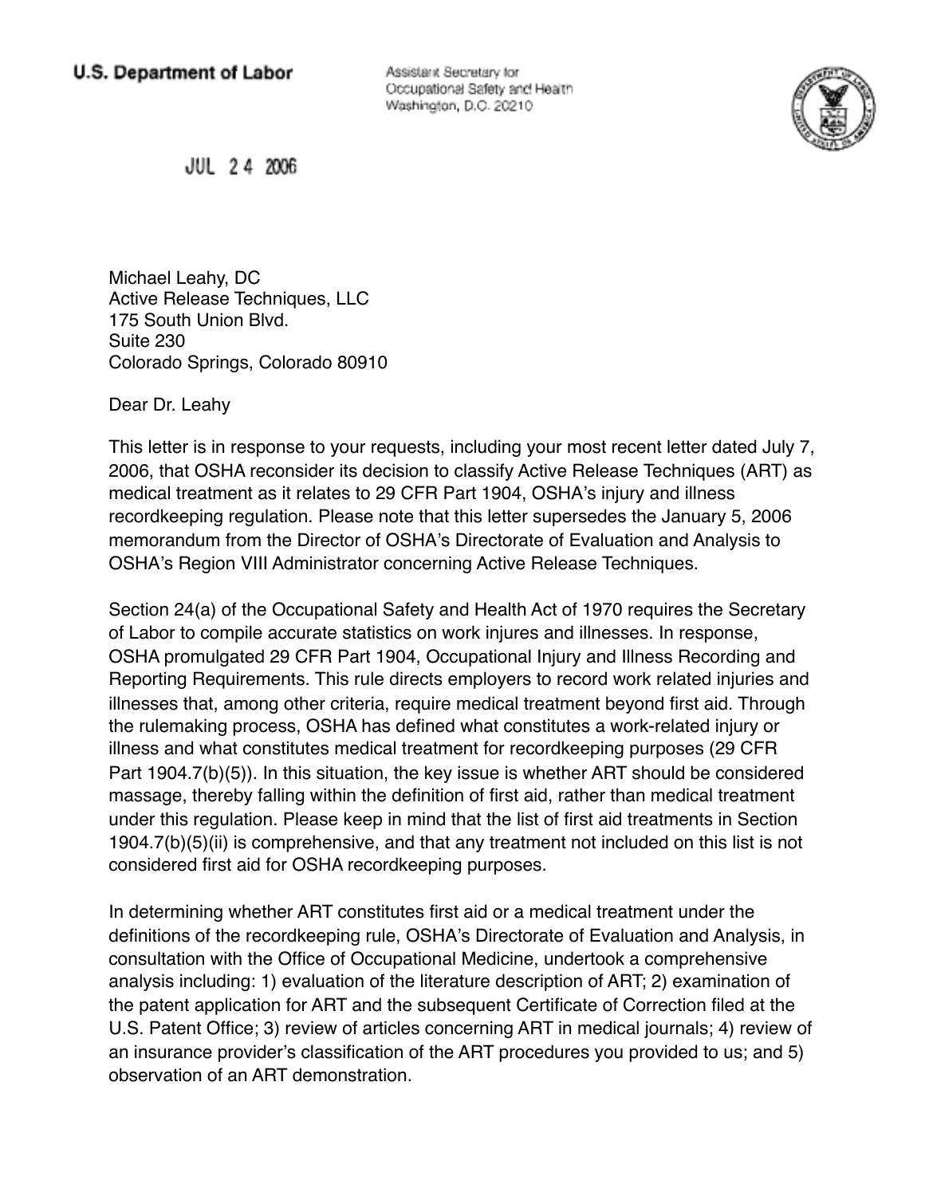**U.S. Department of Labor**

Assistant Secretary for
Occupational Safety and Health
Washington, D.C. 20210

JUL 24 2006

Michael Leahy, DC
Active Release Techniques, LLC
175 South Union Blvd.
Suite 230
Colorado Springs, Colorado 80910

Dear Dr. Leahy

This letter is in response to your requests, including your most recent letter dated July 7, 2006, that OSHA reconsider its decision to classify Active Release Techniques (ART) as medical treatment as it relates to 29 CFR Part 1904, OSHA's injury and illness recordkeeping regulation. Please note that this letter supersedes the January 5, 2006 memorandum from the Director of OSHA's Directorate of Evaluation and Analysis to OSHA's Region VIII Administrator concerning Active Release Techniques.

Section 24(a) of the Occupational Safety and Health Act of 1970 requires the Secretary of Labor to compile accurate statistics on work injures and illnesses. In response, OSHA promulgated 29 CFR Part 1904, Occupational Injury and Illness Recording and Reporting Requirements. This rule directs employers to record work related injuries and illnesses that, among other criteria, require medical treatment beyond first aid. Through the rulemaking process, OSHA has defined what constitutes a work-related injury or illness and what constitutes medical treatment for recordkeeping purposes (29 CFR Part 1904.7(b)(5)). In this situation, the key issue is whether ART should be considered massage, thereby falling within the definition of first aid, rather than medical treatment under this regulation. Please keep in mind that the list of first aid treatments in Section 1904.7(b)(5)(ii) is comprehensive, and that any treatment not included on this list is not considered first aid for OSHA recordkeeping purposes.

In determining whether ART constitutes first aid or a medical treatment under the definitions of the recordkeeping rule, OSHA's Directorate of Evaluation and Analysis, in consultation with the Office of Occupational Medicine, undertook a comprehensive analysis including: 1) evaluation of the literature description of ART; 2) examination of the patent application for ART and the subsequent Certificate of Correction filed at the U.S. Patent Office; 3) review of articles concerning ART in medical journals; 4) review of an insurance provider's classification of the ART procedures you provided to us; and 5) observation of an ART demonstration.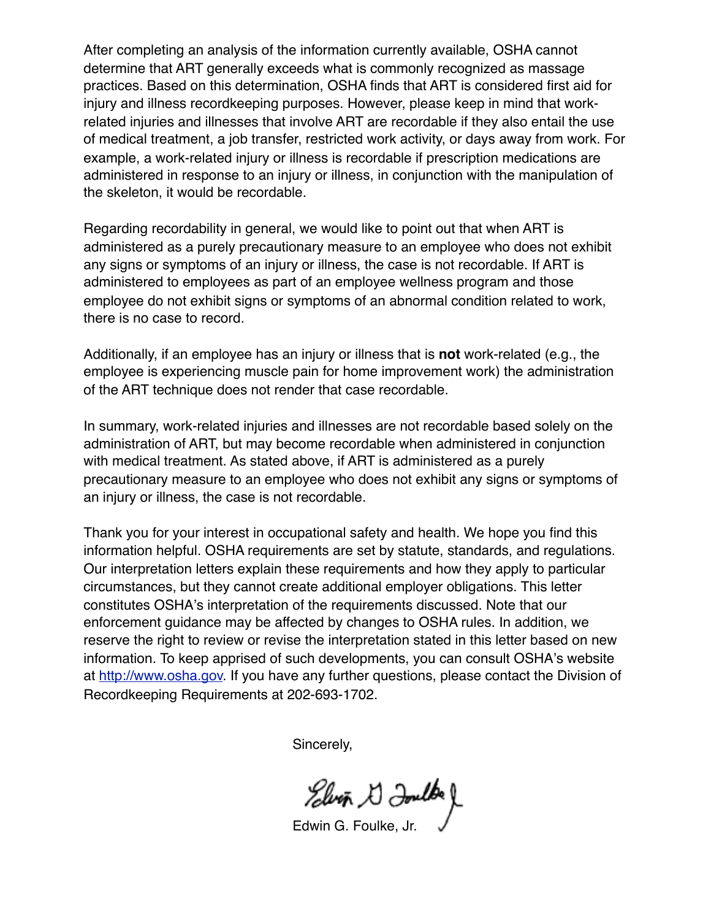After completing an analysis of the information currently available, OSHA cannot determine that ART generally exceeds what is commonly recognized as massage practices. Based on this determination, OSHA finds that ART is considered first aid for injury and illness recordkeeping purposes. However, please keep in mind that work-related injuries and illnesses that involve ART are recordable if they also entail the use of medical treatment, a job transfer, restricted work activity, or days away from work. For example, a work-related injury or illness is recordable if prescription medications are administered in response to an injury or illness, in conjunction with the manipulation of the skeleton, it would be recordable.

Regarding recordability in general, we would like to point out that when ART is administered as a purely precautionary measure to an employee who does not exhibit any signs or symptoms of an injury or illness, the case is not recordable. If ART is administered to employees as part of an employee wellness program and those employee do not exhibit signs or symptoms of an abnormal condition related to work, there is no case to record.

Additionally, if an employee has an injury or illness that is **not** work-related (e.g., the employee is experiencing muscle pain for home improvement work) the administration of the ART technique does not render that case recordable.

In summary, work-related injuries and illnesses are not recordable based solely on the administration of ART, but may become recordable when administered in conjunction with medical treatment. As stated above, if ART is administered as a purely precautionary measure to an employee who does not exhibit any signs or symptoms of an injury or illness, the case is not recordable.

Thank you for your interest in occupational safety and health. We hope you find this information helpful. OSHA requirements are set by statute, standards, and regulations. Our interpretation letters explain these requirements and how they apply to particular circumstances, but they cannot create additional employer obligations. This letter constitutes OSHA's interpretation of the requirements discussed. Note that our enforcement guidance may be affected by changes to OSHA rules. In addition, we reserve the right to review or revise the interpretation stated in this letter based on new information. To keep apprised of such developments, you can consult OSHA's website at [http://www.osha.gov](http://www.osha.gov). If you have any further questions, please contact the Division of Recordkeeping Requirements at 202-693-1702.

Sincerely,

Edwin G. Foulke, Jr.